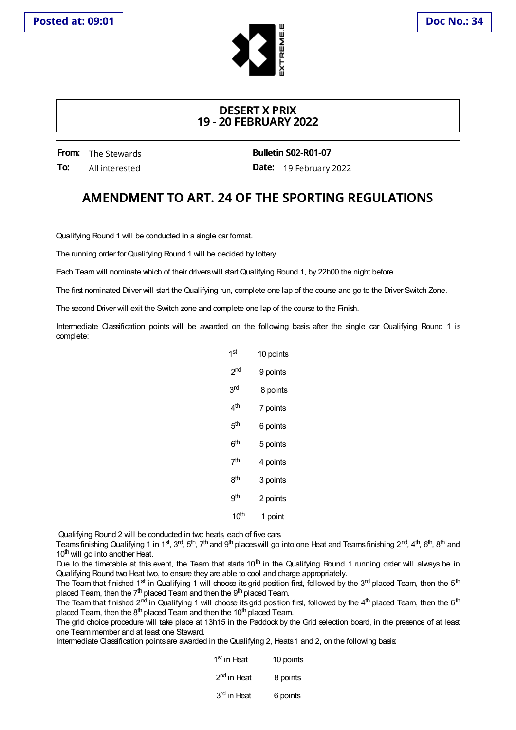Posted at: 09:01

Doc No.: 34

## DESERT X PRIX
## 19 - 20 FEBRUARY 2022

**From:** The Stewards
**To:** All interested

**Bulletin S02-R01-07**
**Date:** 19 February 2022

# AMENDMENT TO ART. 24 OF THE SPORTING REGULATIONS

Qualifying Round 1 will be conducted in a single car format.

The running order for Qualifying Round 1 will be decided by lottery.

Each Team will nominate which of their drivers will start Qualifying Round 1, by 22h00 the night before.

The first nominated Driver will start the Qualifying run, complete one lap of the course and go to the Driver Switch Zone.

The second Driver will exit the Switch zone and complete one lap of the course to the Finish.

Intermediate Classification points will be awarded on the following basis after the single car Qualifying Round 1 is complete:

| | |
|---|---|
| 1st | 10 points |
| 2nd | 9 points |
| 3rd | 8 points |
| 4th | 7 points |
| 5th | 6 points |
| 6th | 5 points |
| 7th | 4 points |
| 8th | 3 points |
| 9th | 2 points |
| 10th | 1 point |

Qualifying Round 2 will be conducted in two heats, each of five cars.
Teams finishing Qualifying 1 in 1st, 3rd, 5th, 7th and 9th places will go into one Heat and Teams finishing 2nd, 4th, 6th, 8th and 10th will go into another Heat.
Due to the timetable at this event, the Team that starts 10th in the Qualifying Round 1 running order will always be in Qualifying Round two Heat two, to ensure they are able to cool and charge appropriately.
The Team that finished 1st in Qualifying 1 will choose its grid position first, followed by the 3rd placed Team, then the 5th placed Team, then the 7th placed Team and then the 9th placed Team.
The Team that finished 2nd in Qualifying 1 will choose its grid position first, followed by the 4th placed Team, then the 6th placed Team, then the 8th placed Team and then the 10th placed Team.
The grid choice procedure will take place at 13h15 in the Paddock by the Grid selection board, in the presence of at least one Team member and at least one Steward.
Intermediate Classification points are awarded in the Qualifying 2, Heats 1 and 2, on the following basis:

| | |
|---|---|
| 1st in Heat | 10 points |
| 2nd in Heat | 8 points |
| 3rd in Heat | 6 points |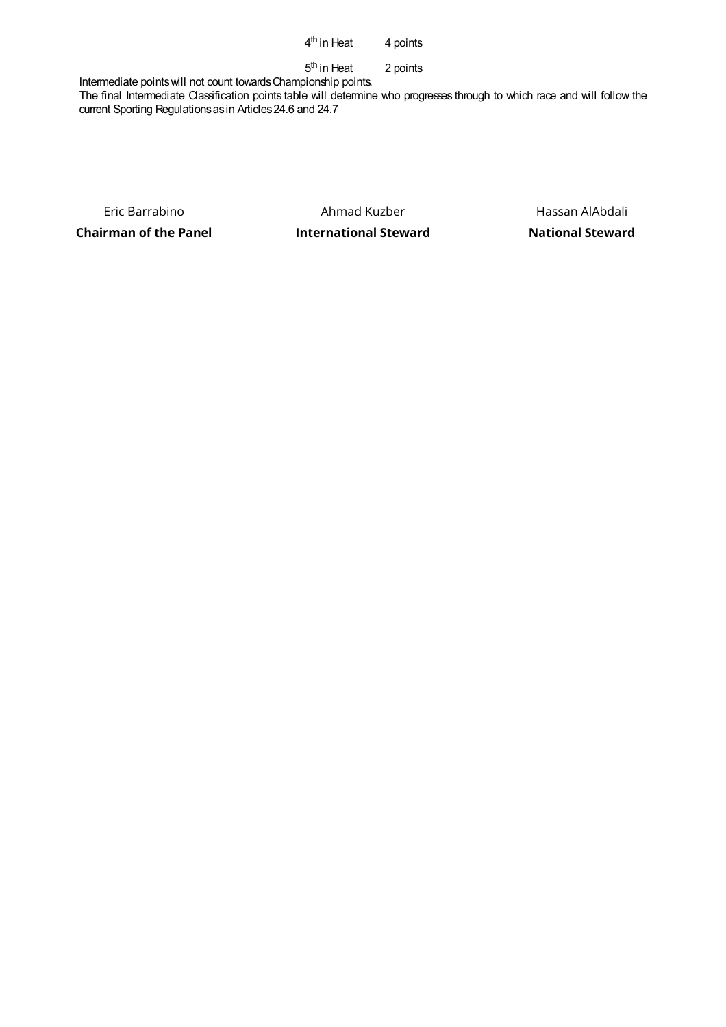| | |
|---|---|
| 4th in Heat | 4 points |
| 5th in Heat | 2 points |

Intermediate points will not count towards Championship points.

The final Intermediate Classification points table will determine who progresses through to which race and will follow the current Sporting Regulations as in Articles 24.6 and 24.7

| | | |
|---|---|---|
| Eric Barrabino | Ahmad Kuzber | Hassan AlAbdali |
| **Chairman of the Panel** | **International Steward** | **National Steward** |